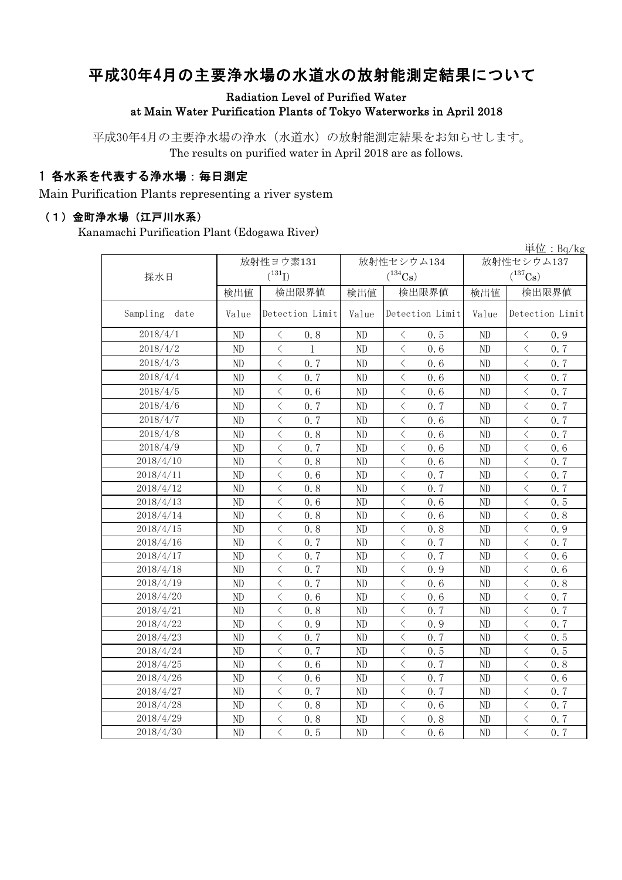# 平成30年4月の主要浄水場の水道水の放射能測定結果について

**Radiation Level of Purified Water at Main Water Purification Plants of Tokyo Waterworks in April 2018**

平成30年4月の主要浄水場の浄水（水道水）の放射能測定結果をお知らせします。
The results on purified water in April 2018 are as follows.

## 1 各水系を代表する浄水場：毎日測定

Main Purification Plants representing a river system

### （1）金町浄水場（江戸川水系）

Kanamachi Purification Plant (Edogawa River)

単位：Bq/kg

| 採水日 | 放射性ヨウ素131 ($^{131}$I) | | 放射性セシウム134 ($^{134}$Cs) | | 放射性セシウム137 ($^{137}$Cs) | |
|---|---|---|---|---|---|---|
| | 検出値 | 検出限界値 | 検出値 | 検出限界値 | 検出値 | 検出限界値 |
| Sampling date | Value | Detection Limit | Value | Detection Limit | Value | Detection Limit |
| 2018/4/1 | ND | ＜ 0.8 | ND | ＜ 0.5 | ND | ＜ 0.9 |
| 2018/4/2 | ND | ＜ 1 | ND | ＜ 0.6 | ND | ＜ 0.7 |
| 2018/4/3 | ND | ＜ 0.7 | ND | ＜ 0.6 | ND | ＜ 0.7 |
| 2018/4/4 | ND | ＜ 0.7 | ND | ＜ 0.6 | ND | ＜ 0.7 |
| 2018/4/5 | ND | ＜ 0.6 | ND | ＜ 0.6 | ND | ＜ 0.7 |
| 2018/4/6 | ND | ＜ 0.7 | ND | ＜ 0.7 | ND | ＜ 0.7 |
| 2018/4/7 | ND | ＜ 0.7 | ND | ＜ 0.6 | ND | ＜ 0.7 |
| 2018/4/8 | ND | ＜ 0.8 | ND | ＜ 0.6 | ND | ＜ 0.7 |
| 2018/4/9 | ND | ＜ 0.7 | ND | ＜ 0.6 | ND | ＜ 0.6 |
| 2018/4/10 | ND | ＜ 0.8 | ND | ＜ 0.6 | ND | ＜ 0.7 |
| 2018/4/11 | ND | ＜ 0.6 | ND | ＜ 0.7 | ND | ＜ 0.7 |
| 2018/4/12 | ND | ＜ 0.8 | ND | ＜ 0.7 | ND | ＜ 0.7 |
| 2018/4/13 | ND | ＜ 0.6 | ND | ＜ 0.6 | ND | ＜ 0.5 |
| 2018/4/14 | ND | ＜ 0.8 | ND | ＜ 0.6 | ND | ＜ 0.8 |
| 2018/4/15 | ND | ＜ 0.8 | ND | ＜ 0.8 | ND | ＜ 0.9 |
| 2018/4/16 | ND | ＜ 0.7 | ND | ＜ 0.7 | ND | ＜ 0.7 |
| 2018/4/17 | ND | ＜ 0.7 | ND | ＜ 0.7 | ND | ＜ 0.6 |
| 2018/4/18 | ND | ＜ 0.7 | ND | ＜ 0.9 | ND | ＜ 0.6 |
| 2018/4/19 | ND | ＜ 0.7 | ND | ＜ 0.6 | ND | ＜ 0.8 |
| 2018/4/20 | ND | ＜ 0.6 | ND | ＜ 0.6 | ND | ＜ 0.7 |
| 2018/4/21 | ND | ＜ 0.8 | ND | ＜ 0.7 | ND | ＜ 0.7 |
| 2018/4/22 | ND | ＜ 0.9 | ND | ＜ 0.9 | ND | ＜ 0.7 |
| 2018/4/23 | ND | ＜ 0.7 | ND | ＜ 0.7 | ND | ＜ 0.5 |
| 2018/4/24 | ND | ＜ 0.7 | ND | ＜ 0.5 | ND | ＜ 0.5 |
| 2018/4/25 | ND | ＜ 0.6 | ND | ＜ 0.7 | ND | ＜ 0.8 |
| 2018/4/26 | ND | ＜ 0.6 | ND | ＜ 0.7 | ND | ＜ 0.6 |
| 2018/4/27 | ND | ＜ 0.7 | ND | ＜ 0.7 | ND | ＜ 0.7 |
| 2018/4/28 | ND | ＜ 0.8 | ND | ＜ 0.6 | ND | ＜ 0.7 |
| 2018/4/29 | ND | ＜ 0.8 | ND | ＜ 0.8 | ND | ＜ 0.7 |
| 2018/4/30 | ND | ＜ 0.5 | ND | ＜ 0.6 | ND | ＜ 0.7 |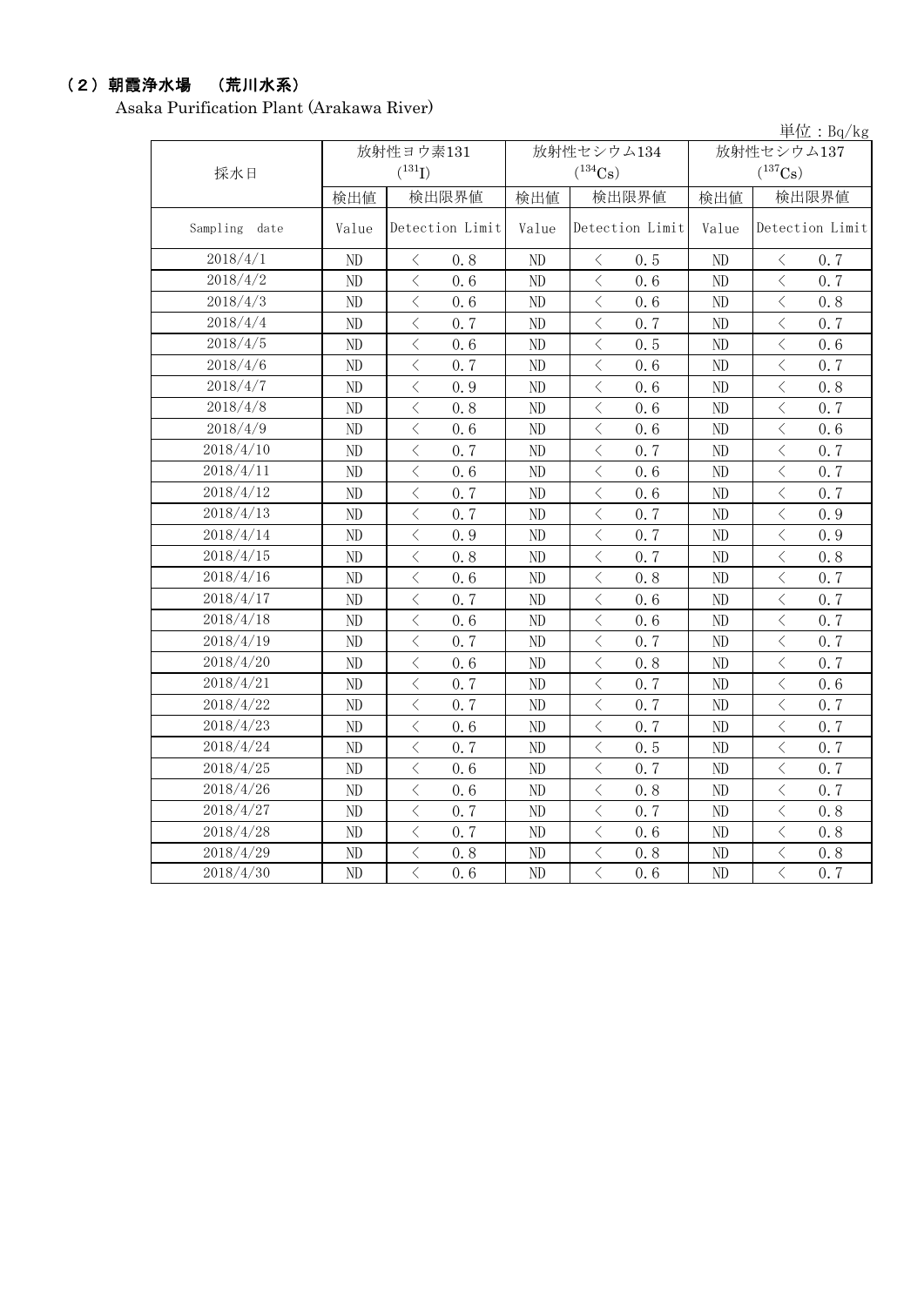## （2）朝霞浄水場　（荒川水系）

Asaka Purification Plant (Arakawa River)

単位：Bq/kg

| 採水日 | 放射性ヨウ素131 ($^{131}$I) | | 放射性セシウム134 ($^{134}$Cs) | | 放射性セシウム137 ($^{137}$Cs) | |
|---|---|---|---|---|---|---|
| | 検出値 | 検出限界値 | 検出値 | 検出限界値 | 検出値 | 検出限界値 |
| Sampling date | Value | Detection Limit | Value | Detection Limit | Value | Detection Limit |
| 2018/4/1 | ND | ＜ 0.8 | ND | ＜ 0.5 | ND | ＜ 0.7 |
| 2018/4/2 | ND | ＜ 0.6 | ND | ＜ 0.6 | ND | ＜ 0.7 |
| 2018/4/3 | ND | ＜ 0.6 | ND | ＜ 0.6 | ND | ＜ 0.8 |
| 2018/4/4 | ND | ＜ 0.7 | ND | ＜ 0.7 | ND | ＜ 0.7 |
| 2018/4/5 | ND | ＜ 0.6 | ND | ＜ 0.5 | ND | ＜ 0.6 |
| 2018/4/6 | ND | ＜ 0.7 | ND | ＜ 0.6 | ND | ＜ 0.7 |
| 2018/4/7 | ND | ＜ 0.9 | ND | ＜ 0.6 | ND | ＜ 0.8 |
| 2018/4/8 | ND | ＜ 0.8 | ND | ＜ 0.6 | ND | ＜ 0.7 |
| 2018/4/9 | ND | ＜ 0.6 | ND | ＜ 0.6 | ND | ＜ 0.6 |
| 2018/4/10 | ND | ＜ 0.7 | ND | ＜ 0.7 | ND | ＜ 0.7 |
| 2018/4/11 | ND | ＜ 0.6 | ND | ＜ 0.6 | ND | ＜ 0.7 |
| 2018/4/12 | ND | ＜ 0.7 | ND | ＜ 0.6 | ND | ＜ 0.7 |
| 2018/4/13 | ND | ＜ 0.7 | ND | ＜ 0.7 | ND | ＜ 0.9 |
| 2018/4/14 | ND | ＜ 0.9 | ND | ＜ 0.7 | ND | ＜ 0.9 |
| 2018/4/15 | ND | ＜ 0.8 | ND | ＜ 0.7 | ND | ＜ 0.8 |
| 2018/4/16 | ND | ＜ 0.6 | ND | ＜ 0.8 | ND | ＜ 0.7 |
| 2018/4/17 | ND | ＜ 0.7 | ND | ＜ 0.6 | ND | ＜ 0.7 |
| 2018/4/18 | ND | ＜ 0.6 | ND | ＜ 0.6 | ND | ＜ 0.7 |
| 2018/4/19 | ND | ＜ 0.7 | ND | ＜ 0.7 | ND | ＜ 0.7 |
| 2018/4/20 | ND | ＜ 0.6 | ND | ＜ 0.8 | ND | ＜ 0.7 |
| 2018/4/21 | ND | ＜ 0.7 | ND | ＜ 0.7 | ND | ＜ 0.6 |
| 2018/4/22 | ND | ＜ 0.7 | ND | ＜ 0.7 | ND | ＜ 0.7 |
| 2018/4/23 | ND | ＜ 0.6 | ND | ＜ 0.7 | ND | ＜ 0.7 |
| 2018/4/24 | ND | ＜ 0.7 | ND | ＜ 0.5 | ND | ＜ 0.7 |
| 2018/4/25 | ND | ＜ 0.6 | ND | ＜ 0.7 | ND | ＜ 0.7 |
| 2018/4/26 | ND | ＜ 0.6 | ND | ＜ 0.8 | ND | ＜ 0.7 |
| 2018/4/27 | ND | ＜ 0.7 | ND | ＜ 0.7 | ND | ＜ 0.8 |
| 2018/4/28 | ND | ＜ 0.7 | ND | ＜ 0.6 | ND | ＜ 0.8 |
| 2018/4/29 | ND | ＜ 0.8 | ND | ＜ 0.8 | ND | ＜ 0.8 |
| 2018/4/30 | ND | ＜ 0.6 | ND | ＜ 0.6 | ND | ＜ 0.7 |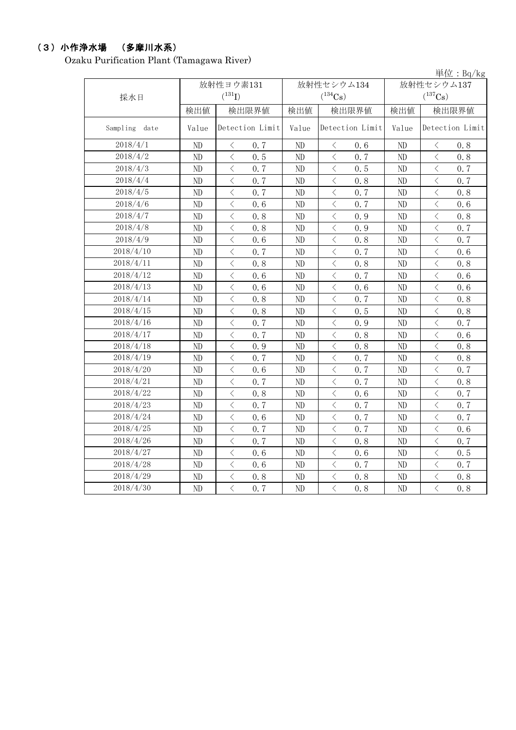## （３）小作浄水場　（多摩川水系）

Ozaku Purification Plant (Tamagawa River)

単位：Bq/kg

| 採水日 | 放射性ヨウ素131 ($^{131}I$) | | 放射性セシウム134 ($^{134}Cs$) | | 放射性セシウム137 ($^{137}Cs$) | |
|---|---|---|---|---|---|---|
| | 検出値 | 検出限界値 | 検出値 | 検出限界値 | 検出値 | 検出限界値 |
| Sampling date | Value | Detection Limit | Value | Detection Limit | Value | Detection Limit |
| 2018/4/1 | ND | ＜ 0.7 | ND | ＜ 0.6 | ND | ＜ 0.8 |
| 2018/4/2 | ND | ＜ 0.5 | ND | ＜ 0.7 | ND | ＜ 0.8 |
| 2018/4/3 | ND | ＜ 0.7 | ND | ＜ 0.5 | ND | ＜ 0.7 |
| 2018/4/4 | ND | ＜ 0.7 | ND | ＜ 0.8 | ND | ＜ 0.7 |
| 2018/4/5 | ND | ＜ 0.7 | ND | ＜ 0.7 | ND | ＜ 0.8 |
| 2018/4/6 | ND | ＜ 0.6 | ND | ＜ 0.7 | ND | ＜ 0.6 |
| 2018/4/7 | ND | ＜ 0.8 | ND | ＜ 0.9 | ND | ＜ 0.8 |
| 2018/4/8 | ND | ＜ 0.8 | ND | ＜ 0.9 | ND | ＜ 0.7 |
| 2018/4/9 | ND | ＜ 0.6 | ND | ＜ 0.8 | ND | ＜ 0.7 |
| 2018/4/10 | ND | ＜ 0.7 | ND | ＜ 0.7 | ND | ＜ 0.6 |
| 2018/4/11 | ND | ＜ 0.8 | ND | ＜ 0.8 | ND | ＜ 0.8 |
| 2018/4/12 | ND | ＜ 0.6 | ND | ＜ 0.7 | ND | ＜ 0.6 |
| 2018/4/13 | ND | ＜ 0.6 | ND | ＜ 0.6 | ND | ＜ 0.6 |
| 2018/4/14 | ND | ＜ 0.8 | ND | ＜ 0.7 | ND | ＜ 0.8 |
| 2018/4/15 | ND | ＜ 0.8 | ND | ＜ 0.5 | ND | ＜ 0.8 |
| 2018/4/16 | ND | ＜ 0.7 | ND | ＜ 0.9 | ND | ＜ 0.7 |
| 2018/4/17 | ND | ＜ 0.7 | ND | ＜ 0.8 | ND | ＜ 0.6 |
| 2018/4/18 | ND | ＜ 0.9 | ND | ＜ 0.8 | ND | ＜ 0.8 |
| 2018/4/19 | ND | ＜ 0.7 | ND | ＜ 0.7 | ND | ＜ 0.8 |
| 2018/4/20 | ND | ＜ 0.6 | ND | ＜ 0.7 | ND | ＜ 0.7 |
| 2018/4/21 | ND | ＜ 0.7 | ND | ＜ 0.7 | ND | ＜ 0.8 |
| 2018/4/22 | ND | ＜ 0.8 | ND | ＜ 0.6 | ND | ＜ 0.7 |
| 2018/4/23 | ND | ＜ 0.7 | ND | ＜ 0.7 | ND | ＜ 0.7 |
| 2018/4/24 | ND | ＜ 0.6 | ND | ＜ 0.7 | ND | ＜ 0.7 |
| 2018/4/25 | ND | ＜ 0.7 | ND | ＜ 0.7 | ND | ＜ 0.6 |
| 2018/4/26 | ND | ＜ 0.7 | ND | ＜ 0.8 | ND | ＜ 0.7 |
| 2018/4/27 | ND | ＜ 0.6 | ND | ＜ 0.6 | ND | ＜ 0.5 |
| 2018/4/28 | ND | ＜ 0.6 | ND | ＜ 0.7 | ND | ＜ 0.7 |
| 2018/4/29 | ND | ＜ 0.8 | ND | ＜ 0.8 | ND | ＜ 0.8 |
| 2018/4/30 | ND | ＜ 0.7 | ND | ＜ 0.8 | ND | ＜ 0.8 |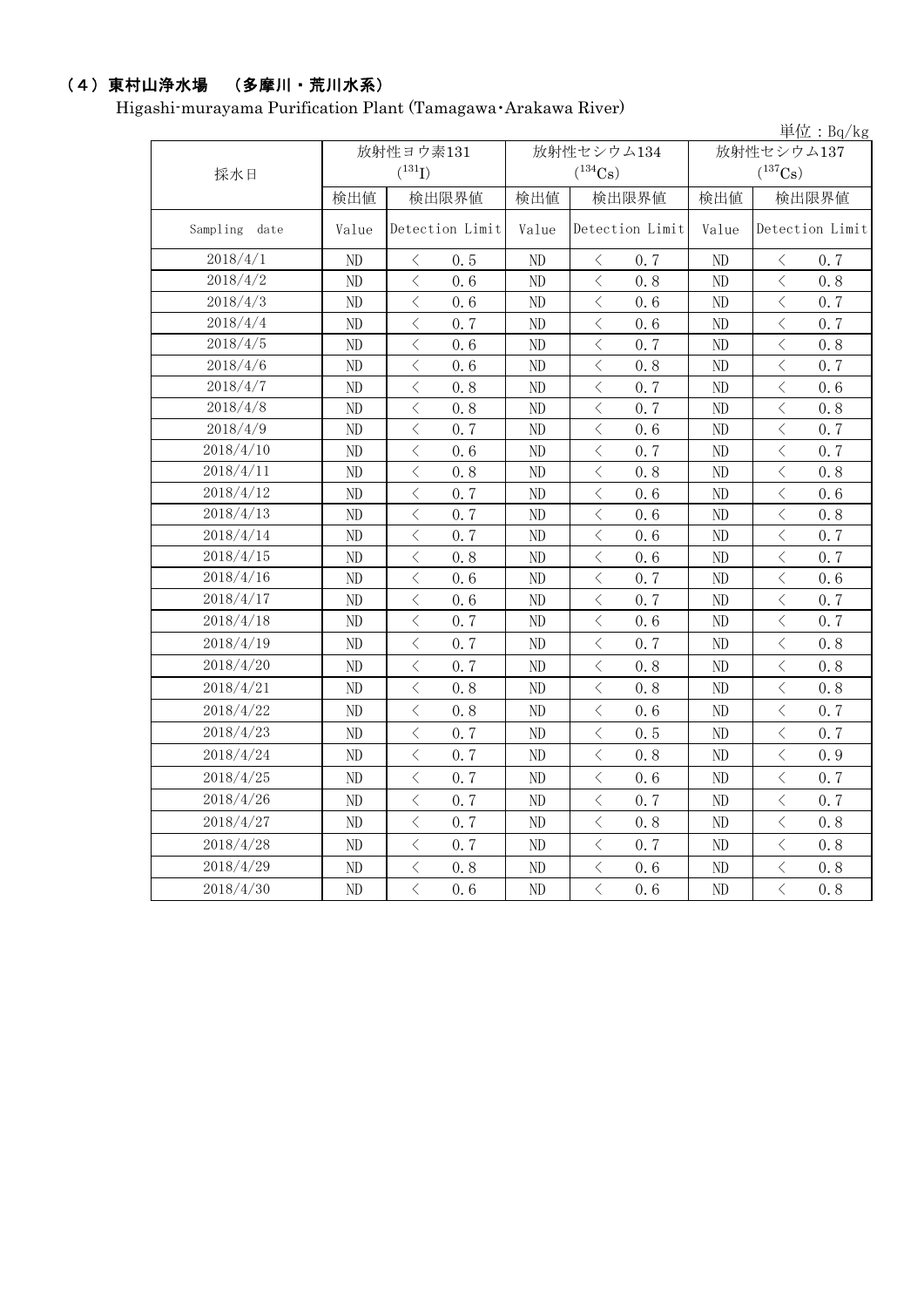## （4）東村山浄水場　（多摩川・荒川水系）

Higashi-murayama Purification Plant (Tamagawa・Arakawa River)

単位：Bq/kg

| 採水日 | 放射性ヨウ素131 ($^{131}I$) | | 放射性セシウム134 ($^{134}Cs$) | | 放射性セシウム137 ($^{137}Cs$) | |
|---|---|---|---|---|---|---|
| | 検出値 | 検出限界値 | 検出値 | 検出限界値 | 検出値 | 検出限界値 |
| Sampling　date | Value | Detection Limit | Value | Detection Limit | Value | Detection Limit |
| 2018/4/1 | ND | ＜　0.5 | ND | ＜　0.7 | ND | ＜　0.7 |
| 2018/4/2 | ND | ＜　0.6 | ND | ＜　0.8 | ND | ＜　0.8 |
| 2018/4/3 | ND | ＜　0.6 | ND | ＜　0.6 | ND | ＜　0.7 |
| 2018/4/4 | ND | ＜　0.7 | ND | ＜　0.6 | ND | ＜　0.7 |
| 2018/4/5 | ND | ＜　0.6 | ND | ＜　0.7 | ND | ＜　0.8 |
| 2018/4/6 | ND | ＜　0.6 | ND | ＜　0.8 | ND | ＜　0.7 |
| 2018/4/7 | ND | ＜　0.8 | ND | ＜　0.7 | ND | ＜　0.6 |
| 2018/4/8 | ND | ＜　0.8 | ND | ＜　0.7 | ND | ＜　0.8 |
| 2018/4/9 | ND | ＜　0.7 | ND | ＜　0.6 | ND | ＜　0.7 |
| 2018/4/10 | ND | ＜　0.6 | ND | ＜　0.7 | ND | ＜　0.7 |
| 2018/4/11 | ND | ＜　0.8 | ND | ＜　0.8 | ND | ＜　0.8 |
| 2018/4/12 | ND | ＜　0.7 | ND | ＜　0.6 | ND | ＜　0.6 |
| 2018/4/13 | ND | ＜　0.7 | ND | ＜　0.6 | ND | ＜　0.8 |
| 2018/4/14 | ND | ＜　0.7 | ND | ＜　0.6 | ND | ＜　0.7 |
| 2018/4/15 | ND | ＜　0.8 | ND | ＜　0.6 | ND | ＜　0.7 |
| 2018/4/16 | ND | ＜　0.6 | ND | ＜　0.7 | ND | ＜　0.6 |
| 2018/4/17 | ND | ＜　0.6 | ND | ＜　0.7 | ND | ＜　0.7 |
| 2018/4/18 | ND | ＜　0.7 | ND | ＜　0.6 | ND | ＜　0.7 |
| 2018/4/19 | ND | ＜　0.7 | ND | ＜　0.7 | ND | ＜　0.8 |
| 2018/4/20 | ND | ＜　0.7 | ND | ＜　0.8 | ND | ＜　0.8 |
| 2018/4/21 | ND | ＜　0.8 | ND | ＜　0.8 | ND | ＜　0.8 |
| 2018/4/22 | ND | ＜　0.8 | ND | ＜　0.6 | ND | ＜　0.7 |
| 2018/4/23 | ND | ＜　0.7 | ND | ＜　0.5 | ND | ＜　0.7 |
| 2018/4/24 | ND | ＜　0.7 | ND | ＜　0.8 | ND | ＜　0.9 |
| 2018/4/25 | ND | ＜　0.7 | ND | ＜　0.6 | ND | ＜　0.7 |
| 2018/4/26 | ND | ＜　0.7 | ND | ＜　0.7 | ND | ＜　0.7 |
| 2018/4/27 | ND | ＜　0.7 | ND | ＜　0.8 | ND | ＜　0.8 |
| 2018/4/28 | ND | ＜　0.7 | ND | ＜　0.7 | ND | ＜　0.8 |
| 2018/4/29 | ND | ＜　0.8 | ND | ＜　0.6 | ND | ＜　0.8 |
| 2018/4/30 | ND | ＜　0.6 | ND | ＜　0.6 | ND | ＜　0.8 |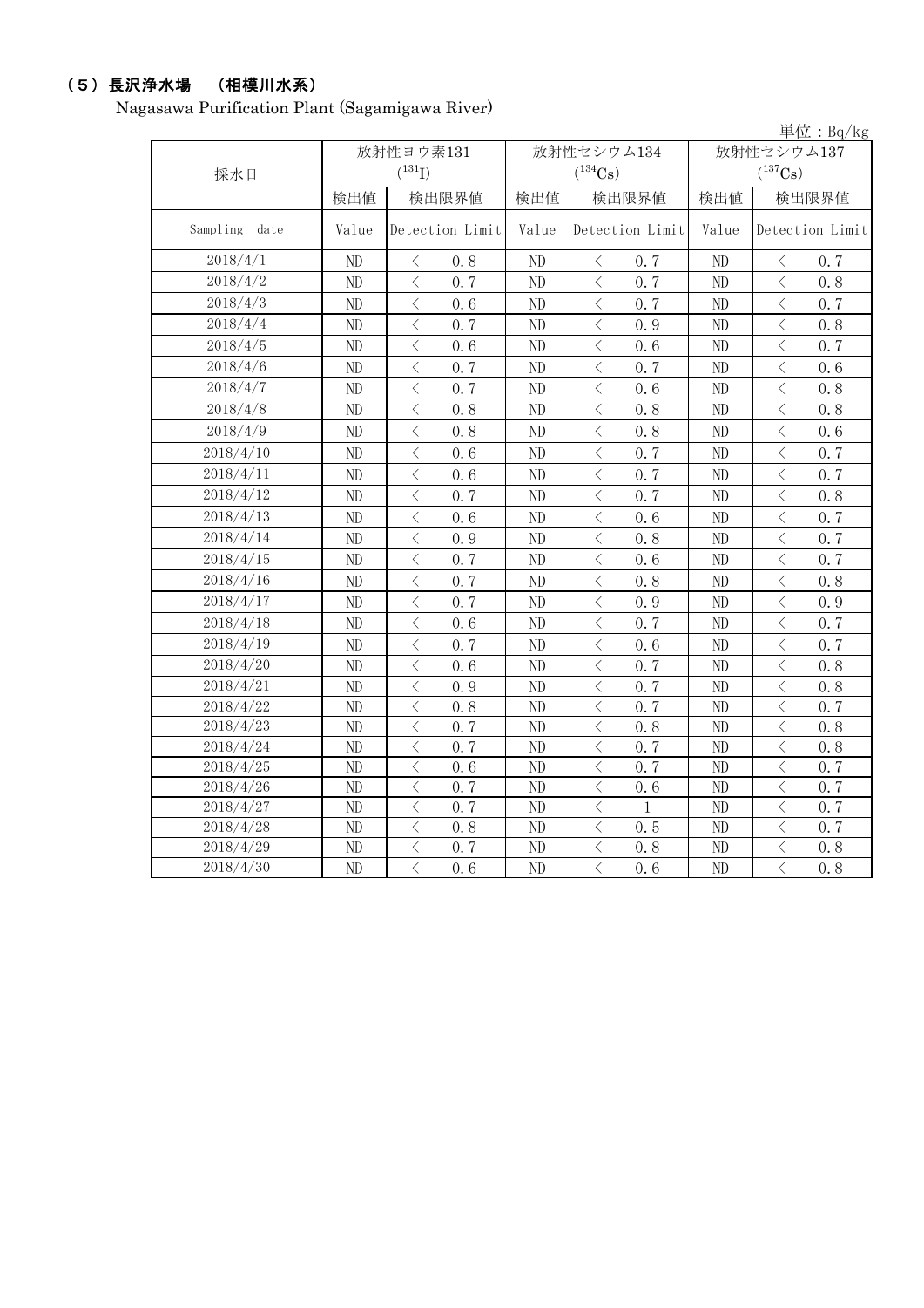## （５）長沢浄水場　（相模川水系）

Nagasawa Purification Plant (Sagamigawa River)

単位：Bq/kg

| 採水日 | 放射性ヨウ素131 ($^{131}I$) | | 放射性セシウム134 ($^{134}Cs$) | | 放射性セシウム137 ($^{137}Cs$) | |
|---|---|---|---|---|---|---|
| | 検出値 | 検出限界値 | 検出値 | 検出限界値 | 検出値 | 検出限界値 |
| Sampling date | Value | Detection Limit | Value | Detection Limit | Value | Detection Limit |
| 2018/4/1 | ND | ＜ 0.8 | ND | ＜ 0.7 | ND | ＜ 0.7 |
| 2018/4/2 | ND | ＜ 0.7 | ND | ＜ 0.7 | ND | ＜ 0.8 |
| 2018/4/3 | ND | ＜ 0.6 | ND | ＜ 0.7 | ND | ＜ 0.7 |
| 2018/4/4 | ND | ＜ 0.7 | ND | ＜ 0.9 | ND | ＜ 0.8 |
| 2018/4/5 | ND | ＜ 0.6 | ND | ＜ 0.6 | ND | ＜ 0.7 |
| 2018/4/6 | ND | ＜ 0.7 | ND | ＜ 0.7 | ND | ＜ 0.6 |
| 2018/4/7 | ND | ＜ 0.7 | ND | ＜ 0.6 | ND | ＜ 0.8 |
| 2018/4/8 | ND | ＜ 0.8 | ND | ＜ 0.8 | ND | ＜ 0.8 |
| 2018/4/9 | ND | ＜ 0.8 | ND | ＜ 0.8 | ND | ＜ 0.6 |
| 2018/4/10 | ND | ＜ 0.6 | ND | ＜ 0.7 | ND | ＜ 0.7 |
| 2018/4/11 | ND | ＜ 0.6 | ND | ＜ 0.7 | ND | ＜ 0.7 |
| 2018/4/12 | ND | ＜ 0.7 | ND | ＜ 0.7 | ND | ＜ 0.8 |
| 2018/4/13 | ND | ＜ 0.6 | ND | ＜ 0.6 | ND | ＜ 0.7 |
| 2018/4/14 | ND | ＜ 0.9 | ND | ＜ 0.8 | ND | ＜ 0.7 |
| 2018/4/15 | ND | ＜ 0.7 | ND | ＜ 0.6 | ND | ＜ 0.7 |
| 2018/4/16 | ND | ＜ 0.7 | ND | ＜ 0.8 | ND | ＜ 0.8 |
| 2018/4/17 | ND | ＜ 0.7 | ND | ＜ 0.9 | ND | ＜ 0.9 |
| 2018/4/18 | ND | ＜ 0.6 | ND | ＜ 0.7 | ND | ＜ 0.7 |
| 2018/4/19 | ND | ＜ 0.7 | ND | ＜ 0.6 | ND | ＜ 0.7 |
| 2018/4/20 | ND | ＜ 0.6 | ND | ＜ 0.7 | ND | ＜ 0.8 |
| 2018/4/21 | ND | ＜ 0.9 | ND | ＜ 0.7 | ND | ＜ 0.8 |
| 2018/4/22 | ND | ＜ 0.8 | ND | ＜ 0.7 | ND | ＜ 0.7 |
| 2018/4/23 | ND | ＜ 0.7 | ND | ＜ 0.8 | ND | ＜ 0.8 |
| 2018/4/24 | ND | ＜ 0.7 | ND | ＜ 0.7 | ND | ＜ 0.8 |
| 2018/4/25 | ND | ＜ 0.6 | ND | ＜ 0.7 | ND | ＜ 0.7 |
| 2018/4/26 | ND | ＜ 0.7 | ND | ＜ 0.6 | ND | ＜ 0.7 |
| 2018/4/27 | ND | ＜ 0.7 | ND | ＜ 1 | ND | ＜ 0.7 |
| 2018/4/28 | ND | ＜ 0.8 | ND | ＜ 0.5 | ND | ＜ 0.7 |
| 2018/4/29 | ND | ＜ 0.7 | ND | ＜ 0.8 | ND | ＜ 0.8 |
| 2018/4/30 | ND | ＜ 0.6 | ND | ＜ 0.6 | ND | ＜ 0.8 |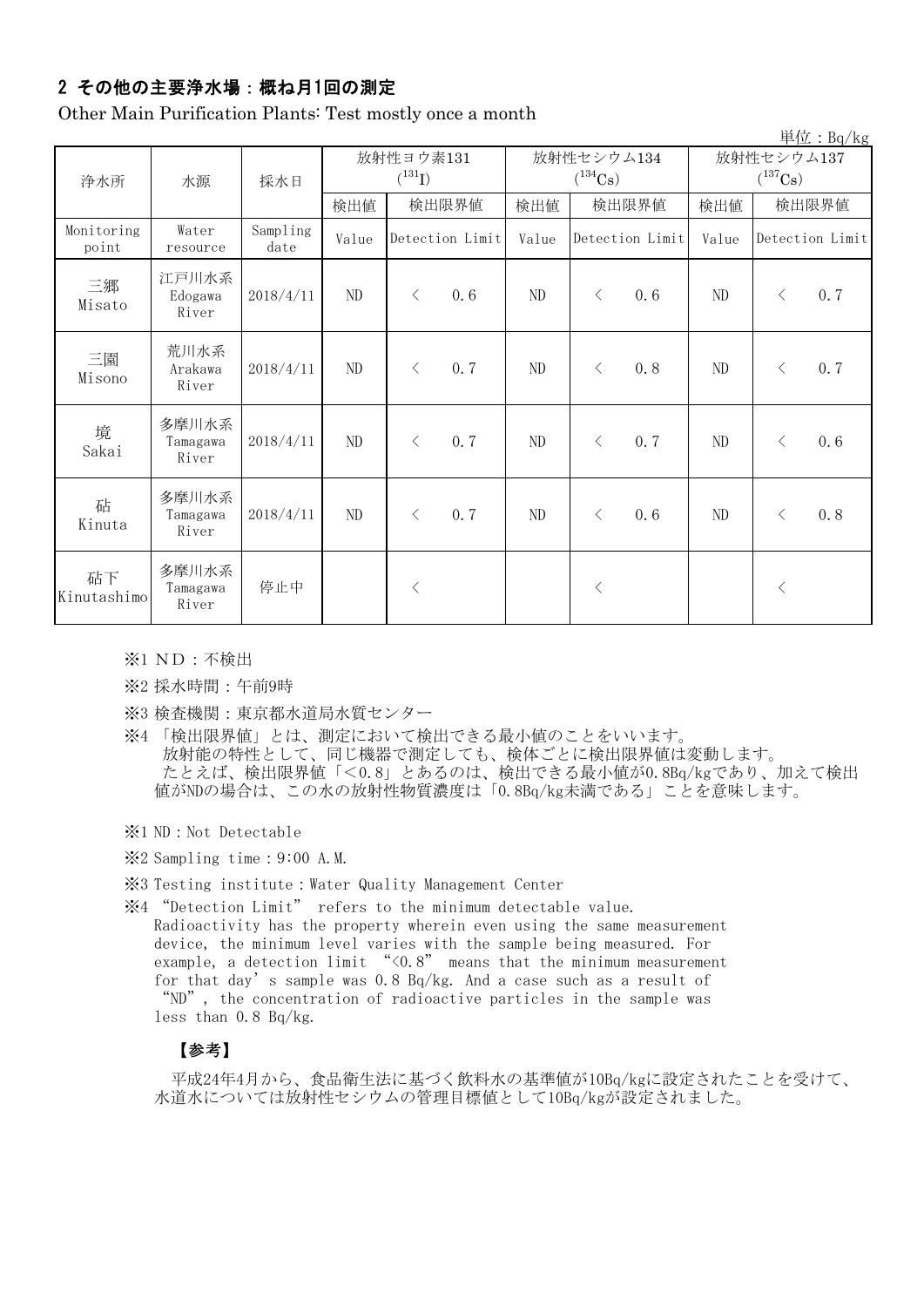## 2 その他の主要浄水場：概ね月1回の測定

Other Main Purification Plants: Test mostly once a month

単位：Bq/kg

| 浄水所 | 水源 | 採水日 | 放射性ヨウ素131 ($^{131}I$) | | 放射性セシウム134 ($^{134}Cs$) | | 放射性セシウム137 ($^{137}Cs$) | |
|---|---|---|---|---|---|---|---|---|
| | | | 検出値 | 検出限界値 | 検出値 | 検出限界値 | 検出値 | 検出限界値 |
| Monitoring point | Water resource | Sampling date | Value | Detection Limit | Value | Detection Limit | Value | Detection Limit |
| 三郷 Misato | 江戸川水系 Edogawa River | 2018/4/11 | ND | ＜ 0.6 | ND | ＜ 0.6 | ND | ＜ 0.7 |
| 三園 Misono | 荒川水系 Arakawa River | 2018/4/11 | ND | ＜ 0.7 | ND | ＜ 0.8 | ND | ＜ 0.7 |
| 境 Sakai | 多摩川水系 Tamagawa River | 2018/4/11 | ND | ＜ 0.7 | ND | ＜ 0.7 | ND | ＜ 0.6 |
| 砧 Kinuta | 多摩川水系 Tamagawa River | 2018/4/11 | ND | ＜ 0.7 | ND | ＜ 0.6 | ND | ＜ 0.8 |
| 砧下 Kinutashimo | 多摩川水系 Tamagawa River | 停止中 | | ＜ | | ＜ | | ＜ |

※1 ＮＤ：不検出

※2 採水時間：午前9時

※3 検査機関：東京都水道局水質センター

※4 「検出限界値」とは、測定において検出できる最小値のことをいいます。
放射能の特性として、同じ機器で測定しても、検体ごとに検出限界値は変動します。
たとえば、検出限界値「＜0.8」とあるのは、検出できる最小値が0.8Bq/kgであり、加えて検出値がNDの場合は、この水の放射性物質濃度は「0.8Bq/kg未満である」ことを意味します。

※1 ND：Not Detectable

※2 Sampling time：9:00 A.M.

※3 Testing institute：Water Quality Management Center

※4 "Detection Limit" refers to the minimum detectable value.
Radioactivity has the property wherein even using the same measurement device, the minimum level varies with the sample being measured. For example, a detection limit "<0.8" means that the minimum measurement for that day's sample was 0.8 Bq/kg. And a case such as a result of "ND", the concentration of radioactive particles in the sample was less than 0.8 Bq/kg.

【参考】

平成24年4月から、食品衛生法に基づく飲料水の基準値が10Bq/kgに設定されたことを受けて、水道水については放射性セシウムの管理目標値として10Bq/kgが設定されました。